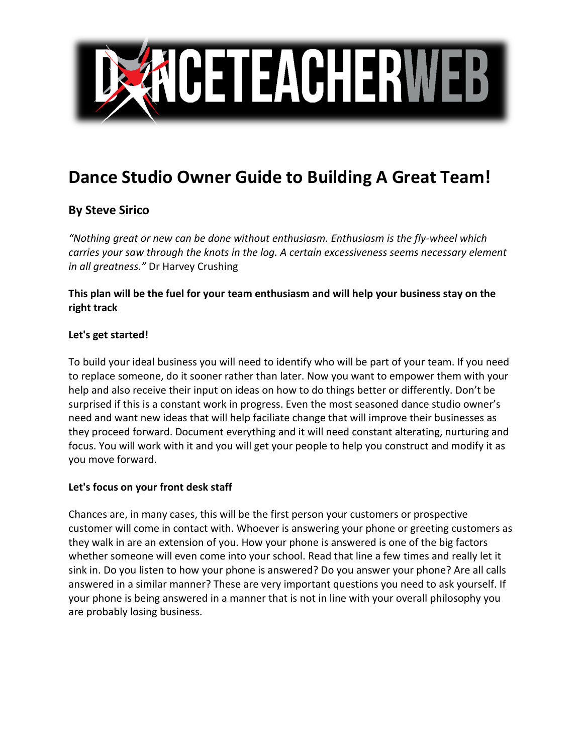# Dance Studio Owner Guide to Building A Great Team!

## By Steve Sirico

*"Nothing great or new can be done without enthusiasm. Enthusiasm is the fly-wheel which carries your saw through the knots in the log. A certain excessiveness seems necessary element in all greatness."* Dr Harvey Crushing

**This plan will be the fuel for your team enthusiasm and will help your business stay on the right track**

**Let's get started!**

To build your ideal business you will need to identify who will be part of your team. If you need to replace someone, do it sooner rather than later. Now you want to empower them with your help and also receive their input on ideas on how to do things better or differently. Don't be surprised if this is a constant work in progress. Even the most seasoned dance studio owner's need and want new ideas that will help faciliate change that will improve their businesses as they proceed forward. Document everything and it will need constant alterating, nurturing and focus. You will work with it and you will get your people to help you construct and modify it as you move forward.

**Let's focus on your front desk staff**

Chances are, in many cases, this will be the first person your customers or prospective customer will come in contact with. Whoever is answering your phone or greeting customers as they walk in are an extension of you. How your phone is answered is one of the big factors whether someone will even come into your school. Read that line a few times and really let it sink in. Do you listen to how your phone is answered? Do you answer your phone? Are all calls answered in a similar manner? These are very important questions you need to ask yourself. If your phone is being answered in a manner that is not in line with your overall philosophy you are probably losing business.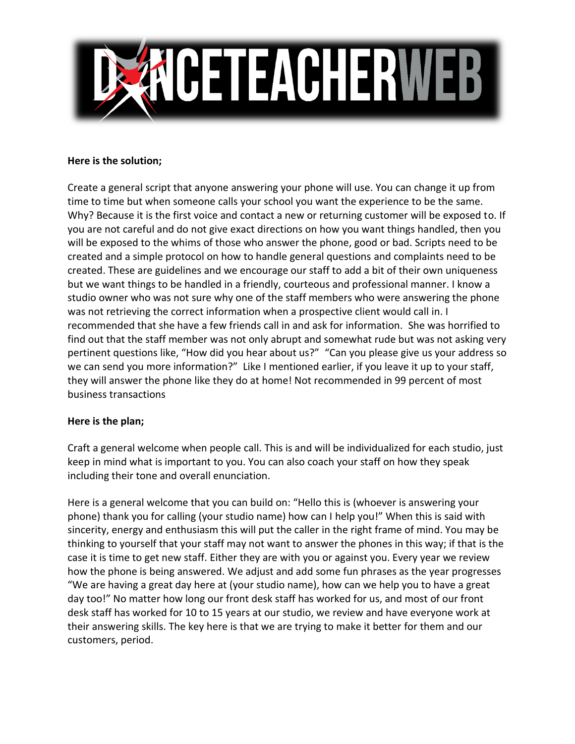**Here is the solution;**

Create a general script that anyone answering your phone will use. You can change it up from time to time but when someone calls your school you want the experience to be the same. Why? Because it is the first voice and contact a new or returning customer will be exposed to. If you are not careful and do not give exact directions on how you want things handled, then you will be exposed to the whims of those who answer the phone, good or bad. Scripts need to be created and a simple protocol on how to handle general questions and complaints need to be created. These are guidelines and we encourage our staff to add a bit of their own uniqueness but we want things to be handled in a friendly, courteous and professional manner. I know a studio owner who was not sure why one of the staff members who were answering the phone was not retrieving the correct information when a prospective client would call in. I recommended that she have a few friends call in and ask for information. She was horrified to find out that the staff member was not only abrupt and somewhat rude but was not asking very pertinent questions like, "How did you hear about us?" "Can you please give us your address so we can send you more information?" Like I mentioned earlier, if you leave it up to your staff, they will answer the phone like they do at home! Not recommended in 99 percent of most business transactions

**Here is the plan;**

Craft a general welcome when people call. This is and will be individualized for each studio, just keep in mind what is important to you. You can also coach your staff on how they speak including their tone and overall enunciation.

Here is a general welcome that you can build on: "Hello this is (whoever is answering your phone) thank you for calling (your studio name) how can I help you!" When this is said with sincerity, energy and enthusiasm this will put the caller in the right frame of mind. You may be thinking to yourself that your staff may not want to answer the phones in this way; if that is the case it is time to get new staff. Either they are with you or against you. Every year we review how the phone is being answered. We adjust and add some fun phrases as the year progresses "We are having a great day here at (your studio name), how can we help you to have a great day too!" No matter how long our front desk staff has worked for us, and most of our front desk staff has worked for 10 to 15 years at our studio, we review and have everyone work at their answering skills. The key here is that we are trying to make it better for them and our customers, period.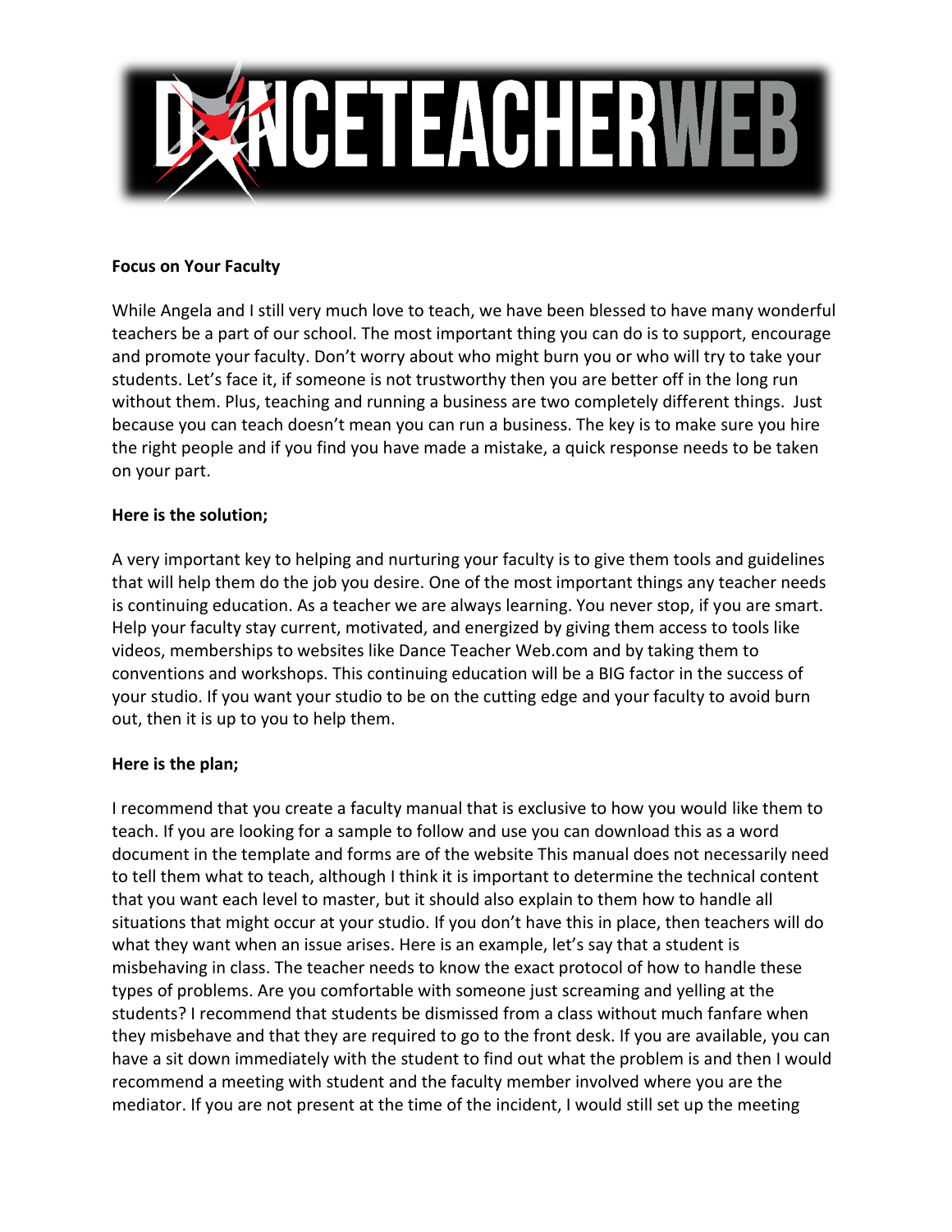**Focus on Your Faculty**

While Angela and I still very much love to teach, we have been blessed to have many wonderful teachers be a part of our school. The most important thing you can do is to support, encourage and promote your faculty. Don't worry about who might burn you or who will try to take your students. Let's face it, if someone is not trustworthy then you are better off in the long run without them. Plus, teaching and running a business are two completely different things. Just because you can teach doesn't mean you can run a business. The key is to make sure you hire the right people and if you find you have made a mistake, a quick response needs to be taken on your part.

**Here is the solution;**

A very important key to helping and nurturing your faculty is to give them tools and guidelines that will help them do the job you desire. One of the most important things any teacher needs is continuing education. As a teacher we are always learning. You never stop, if you are smart. Help your faculty stay current, motivated, and energized by giving them access to tools like videos, memberships to websites like Dance Teacher Web.com and by taking them to conventions and workshops. This continuing education will be a BIG factor in the success of your studio. If you want your studio to be on the cutting edge and your faculty to avoid burn out, then it is up to you to help them.

**Here is the plan;**

I recommend that you create a faculty manual that is exclusive to how you would like them to teach. If you are looking for a sample to follow and use you can download this as a word document in the template and forms are of the website This manual does not necessarily need to tell them what to teach, although I think it is important to determine the technical content that you want each level to master, but it should also explain to them how to handle all situations that might occur at your studio. If you don't have this in place, then teachers will do what they want when an issue arises. Here is an example, let's say that a student is misbehaving in class. The teacher needs to know the exact protocol of how to handle these types of problems. Are you comfortable with someone just screaming and yelling at the students? I recommend that students be dismissed from a class without much fanfare when they misbehave and that they are required to go to the front desk. If you are available, you can have a sit down immediately with the student to find out what the problem is and then I would recommend a meeting with student and the faculty member involved where you are the mediator. If you are not present at the time of the incident, I would still set up the meeting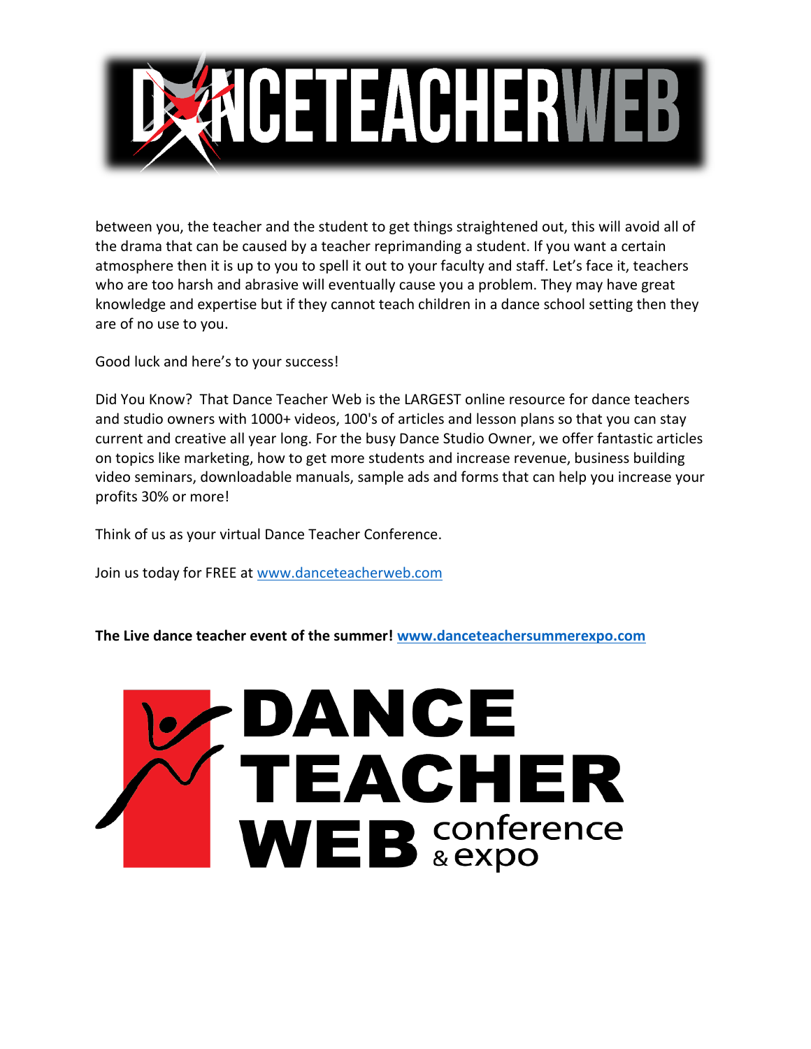between you, the teacher and the student to get things straightened out, this will avoid all of the drama that can be caused by a teacher reprimanding a student. If you want a certain atmosphere then it is up to you to spell it out to your faculty and staff. Let's face it, teachers who are too harsh and abrasive will eventually cause you a problem. They may have great knowledge and expertise but if they cannot teach children in a dance school setting then they are of no use to you.

Good luck and here's to your success!

Did You Know? That Dance Teacher Web is the LARGEST online resource for dance teachers and studio owners with 1000+ videos, 100's of articles and lesson plans so that you can stay current and creative all year long. For the busy Dance Studio Owner, we offer fantastic articles on topics like marketing, how to get more students and increase revenue, business building video seminars, downloadable manuals, sample ads and forms that can help you increase your profits 30% or more!

Think of us as your virtual Dance Teacher Conference.

Join us today for FREE at www.danceteacherweb.com

**The Live dance teacher event of the summer! www.danceteachersummerexpo.com**